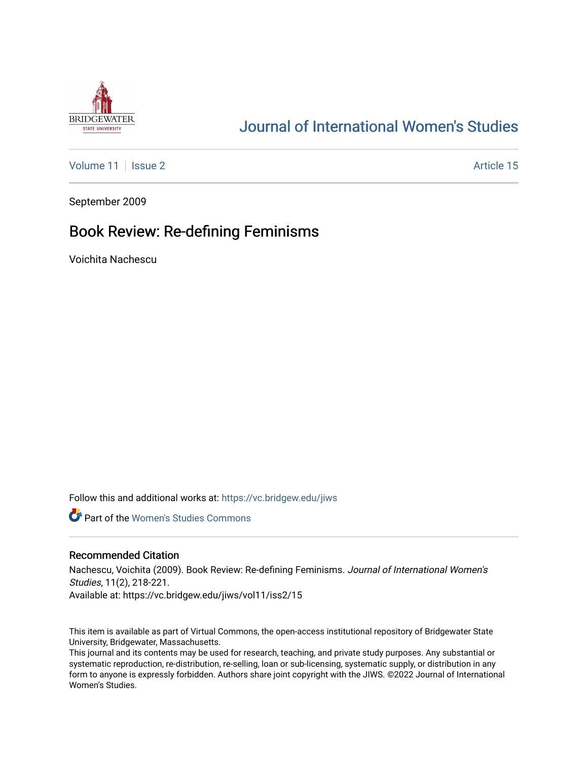# Journal of International Women's Studies

Volume 11 | Issue 2 | Article 15

September 2009

## Book Review: Re-defining Feminisms

Voichita Nachescu

Follow this and additional works at: https://vc.bridgew.edu/jiws

Part of the Women's Studies Commons

### Recommended Citation

Nachescu, Voichita (2009). Book Review: Re-defining Feminisms. *Journal of International Women's Studies*, 11(2), 218-221.

Available at: https://vc.bridgew.edu/jiws/vol11/iss2/15

This item is available as part of Virtual Commons, the open-access institutional repository of Bridgewater State University, Bridgewater, Massachusetts.

This journal and its contents may be used for research, teaching, and private study purposes. Any substantial or systematic reproduction, re-distribution, re-selling, loan or sub-licensing, systematic supply, or distribution in any form to anyone is expressly forbidden. Authors share joint copyright with the JIWS. ©2022 Journal of International Women's Studies.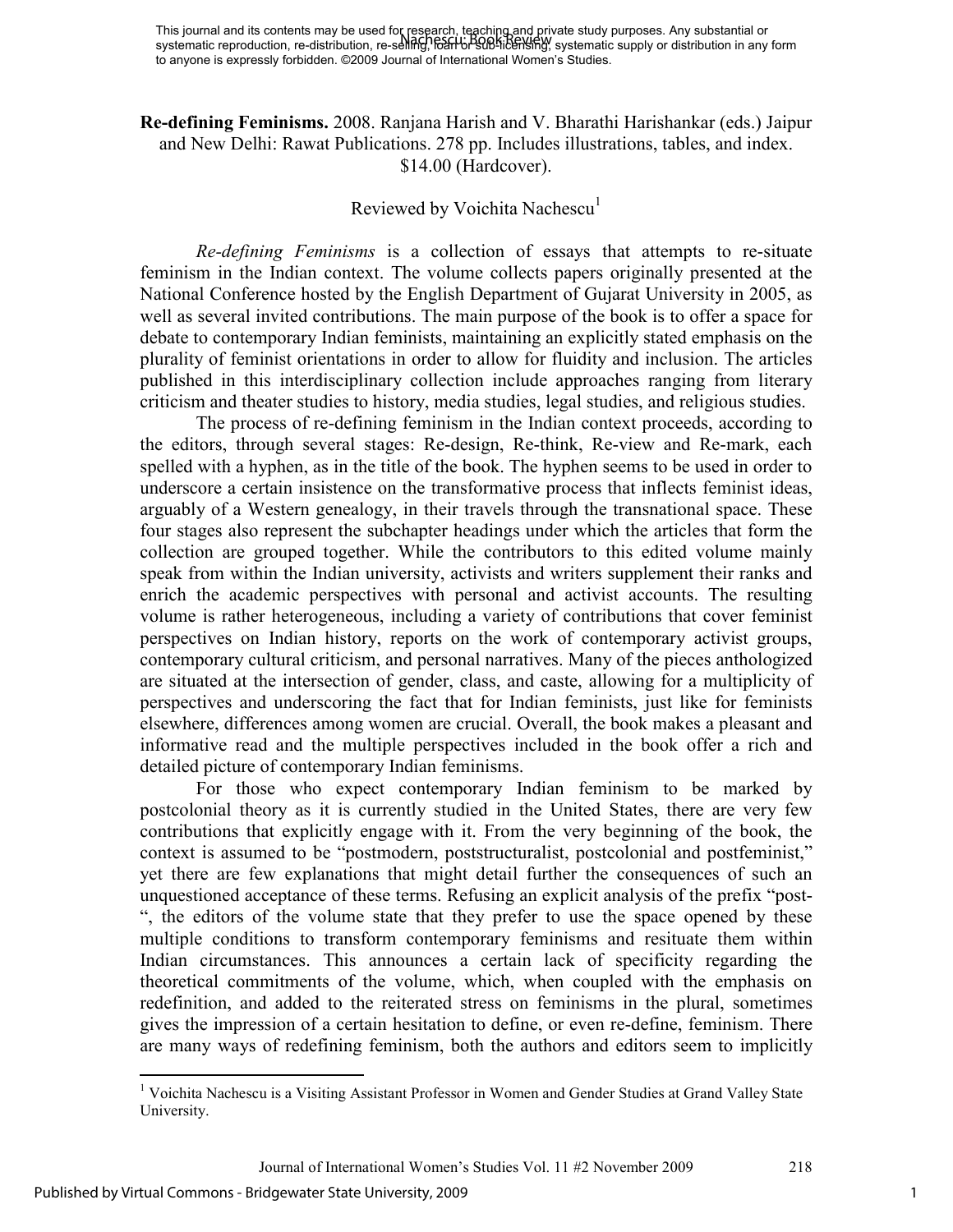**Re-defining Feminisms.** 2008. Ranjana Harish and V. Bharathi Harishankar (eds.) Jaipur and New Delhi: Rawat Publications. 278 pp. Includes illustrations, tables, and index. $14.00 (Hardcover).

Reviewed by Voichita Nachescu[1]

*Re-defining Feminisms* is a collection of essays that attempts to re-situate feminism in the Indian context. The volume collects papers originally presented at the National Conference hosted by the English Department of Gujarat University in 2005, as well as several invited contributions. The main purpose of the book is to offer a space for debate to contemporary Indian feminists, maintaining an explicitly stated emphasis on the plurality of feminist orientations in order to allow for fluidity and inclusion. The articles published in this interdisciplinary collection include approaches ranging from literary criticism and theater studies to history, media studies, legal studies, and religious studies.

The process of re-defining feminism in the Indian context proceeds, according to the editors, through several stages: Re-design, Re-think, Re-view and Re-mark, each spelled with a hyphen, as in the title of the book. The hyphen seems to be used in order to underscore a certain insistence on the transformative process that inflects feminist ideas, arguably of a Western genealogy, in their travels through the transnational space. These four stages also represent the subchapter headings under which the articles that form the collection are grouped together. While the contributors to this edited volume mainly speak from within the Indian university, activists and writers supplement their ranks and enrich the academic perspectives with personal and activist accounts. The resulting volume is rather heterogeneous, including a variety of contributions that cover feminist perspectives on Indian history, reports on the work of contemporary activist groups, contemporary cultural criticism, and personal narratives. Many of the pieces anthologized are situated at the intersection of gender, class, and caste, allowing for a multiplicity of perspectives and underscoring the fact that for Indian feminists, just like for feminists elsewhere, differences among women are crucial. Overall, the book makes a pleasant and informative read and the multiple perspectives included in the book offer a rich and detailed picture of contemporary Indian feminisms.

For those who expect contemporary Indian feminism to be marked by postcolonial theory as it is currently studied in the United States, there are very few contributions that explicitly engage with it. From the very beginning of the book, the context is assumed to be "postmodern, poststructuralist, postcolonial and postfeminist," yet there are few explanations that might detail further the consequences of such an unquestioned acceptance of these terms. Refusing an explicit analysis of the prefix "post-", the editors of the volume state that they prefer to use the space opened by these multiple conditions to transform contemporary feminisms and resituate them within Indian circumstances. This announces a certain lack of specificity regarding the theoretical commitments of the volume, which, when coupled with the emphasis on redefinition, and added to the reiterated stress on feminisms in the plural, sometimes gives the impression of a certain hesitation to define, or even re-define, feminism. There are many ways of redefining feminism, both the authors and editors seem to implicitly

[1] Voichita Nachescu is a Visiting Assistant Professor in Women and Gender Studies at Grand Valley State University.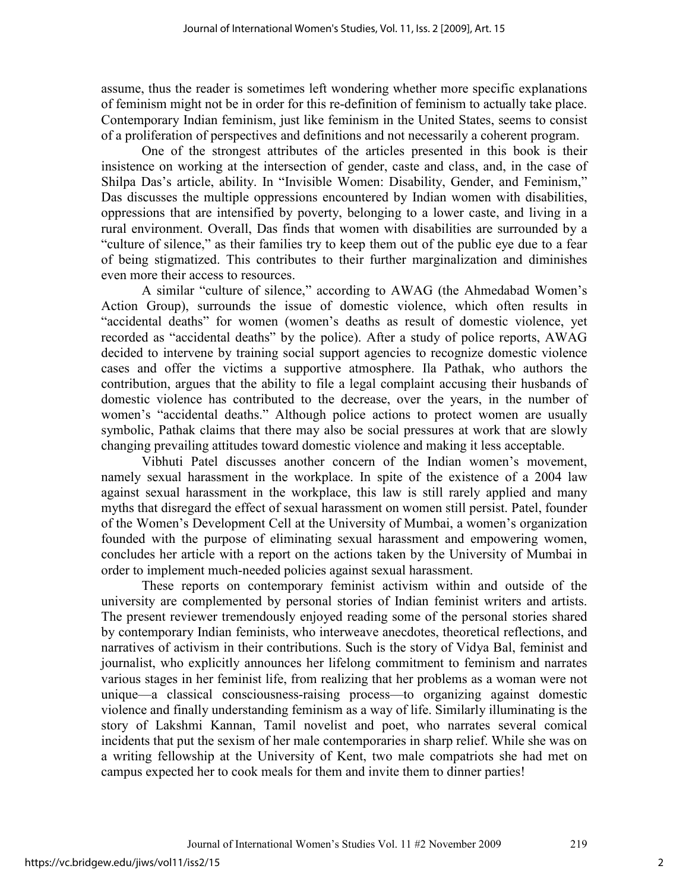assume, thus the reader is sometimes left wondering whether more specific explanations of feminism might not be in order for this re-definition of feminism to actually take place. Contemporary Indian feminism, just like feminism in the United States, seems to consist of a proliferation of perspectives and definitions and not necessarily a coherent program.

One of the strongest attributes of the articles presented in this book is their insistence on working at the intersection of gender, caste and class, and, in the case of Shilpa Das's article, ability. In "Invisible Women: Disability, Gender, and Feminism," Das discusses the multiple oppressions encountered by Indian women with disabilities, oppressions that are intensified by poverty, belonging to a lower caste, and living in a rural environment. Overall, Das finds that women with disabilities are surrounded by a "culture of silence," as their families try to keep them out of the public eye due to a fear of being stigmatized. This contributes to their further marginalization and diminishes even more their access to resources.

A similar "culture of silence," according to AWAG (the Ahmedabad Women's Action Group), surrounds the issue of domestic violence, which often results in "accidental deaths" for women (women's deaths as result of domestic violence, yet recorded as "accidental deaths" by the police). After a study of police reports, AWAG decided to intervene by training social support agencies to recognize domestic violence cases and offer the victims a supportive atmosphere. Ila Pathak, who authors the contribution, argues that the ability to file a legal complaint accusing their husbands of domestic violence has contributed to the decrease, over the years, in the number of women's "accidental deaths." Although police actions to protect women are usually symbolic, Pathak claims that there may also be social pressures at work that are slowly changing prevailing attitudes toward domestic violence and making it less acceptable.

Vibhuti Patel discusses another concern of the Indian women's movement, namely sexual harassment in the workplace. In spite of the existence of a 2004 law against sexual harassment in the workplace, this law is still rarely applied and many myths that disregard the effect of sexual harassment on women still persist. Patel, founder of the Women's Development Cell at the University of Mumbai, a women's organization founded with the purpose of eliminating sexual harassment and empowering women, concludes her article with a report on the actions taken by the University of Mumbai in order to implement much-needed policies against sexual harassment.

These reports on contemporary feminist activism within and outside of the university are complemented by personal stories of Indian feminist writers and artists. The present reviewer tremendously enjoyed reading some of the personal stories shared by contemporary Indian feminists, who interweave anecdotes, theoretical reflections, and narratives of activism in their contributions. Such is the story of Vidya Bal, feminist and journalist, who explicitly announces her lifelong commitment to feminism and narrates various stages in her feminist life, from realizing that her problems as a woman were not unique—a classical consciousness-raising process—to organizing against domestic violence and finally understanding feminism as a way of life. Similarly illuminating is the story of Lakshmi Kannan, Tamil novelist and poet, who narrates several comical incidents that put the sexism of her male contemporaries in sharp relief. While she was on a writing fellowship at the University of Kent, two male compatriots she had met on campus expected her to cook meals for them and invite them to dinner parties!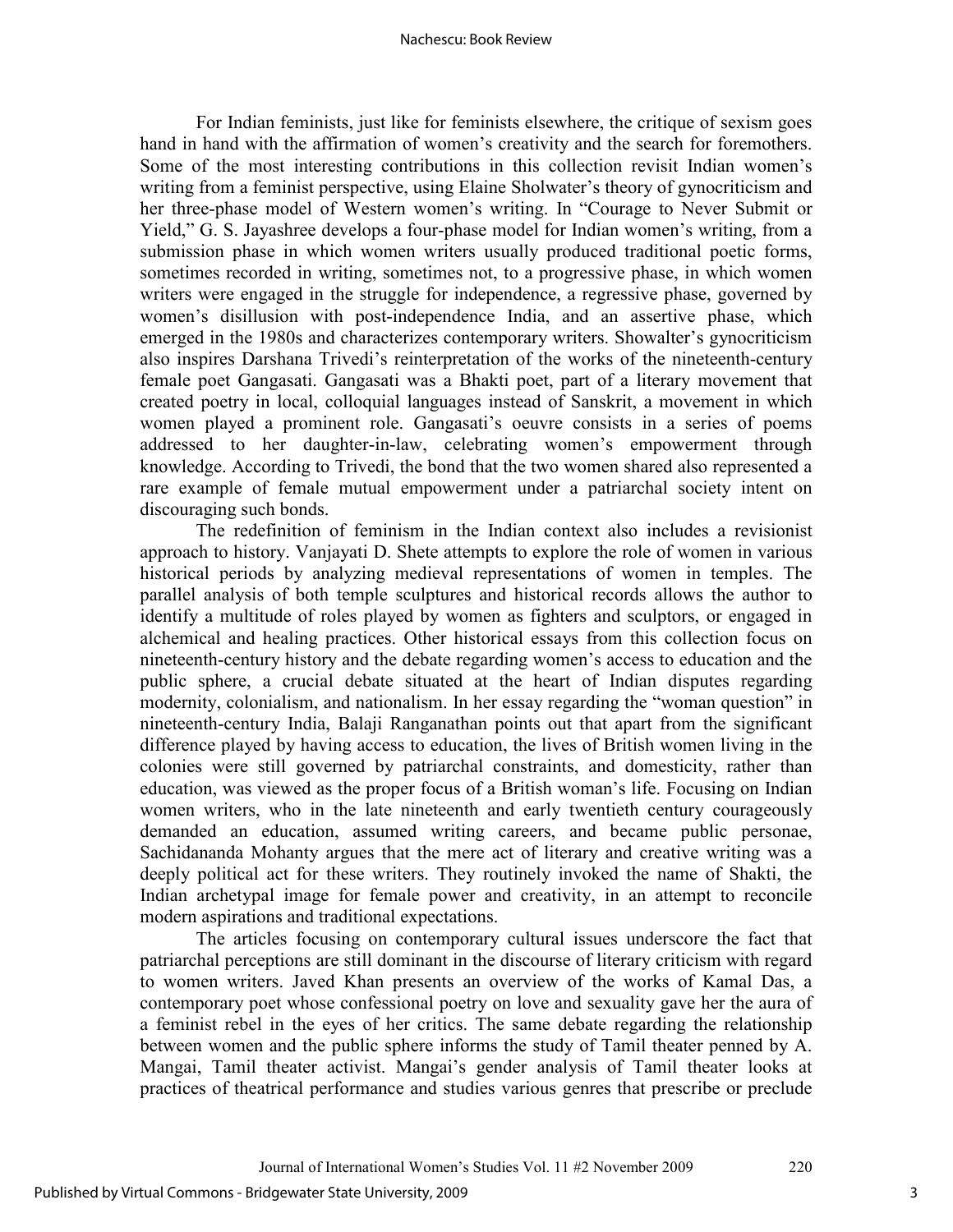For Indian feminists, just like for feminists elsewhere, the critique of sexism goes hand in hand with the affirmation of women's creativity and the search for foremothers. Some of the most interesting contributions in this collection revisit Indian women's writing from a feminist perspective, using Elaine Sholwater's theory of gynocriticism and her three-phase model of Western women's writing. In "Courage to Never Submit or Yield," G. S. Jayashree develops a four-phase model for Indian women's writing, from a submission phase in which women writers usually produced traditional poetic forms, sometimes recorded in writing, sometimes not, to a progressive phase, in which women writers were engaged in the struggle for independence, a regressive phase, governed by women's disillusion with post-independence India, and an assertive phase, which emerged in the 1980s and characterizes contemporary writers. Showalter's gynocriticism also inspires Darshana Trivedi's reinterpretation of the works of the nineteenth-century female poet Gangasati. Gangasati was a Bhakti poet, part of a literary movement that created poetry in local, colloquial languages instead of Sanskrit, a movement in which women played a prominent role. Gangasati's oeuvre consists in a series of poems addressed to her daughter-in-law, celebrating women's empowerment through knowledge. According to Trivedi, the bond that the two women shared also represented a rare example of female mutual empowerment under a patriarchal society intent on discouraging such bonds.

The redefinition of feminism in the Indian context also includes a revisionist approach to history. Vanjayati D. Shete attempts to explore the role of women in various historical periods by analyzing medieval representations of women in temples. The parallel analysis of both temple sculptures and historical records allows the author to identify a multitude of roles played by women as fighters and sculptors, or engaged in alchemical and healing practices. Other historical essays from this collection focus on nineteenth-century history and the debate regarding women's access to education and the public sphere, a crucial debate situated at the heart of Indian disputes regarding modernity, colonialism, and nationalism. In her essay regarding the "woman question" in nineteenth-century India, Balaji Ranganathan points out that apart from the significant difference played by having access to education, the lives of British women living in the colonies were still governed by patriarchal constraints, and domesticity, rather than education, was viewed as the proper focus of a British woman's life. Focusing on Indian women writers, who in the late nineteenth and early twentieth century courageously demanded an education, assumed writing careers, and became public personae, Sachidananda Mohanty argues that the mere act of literary and creative writing was a deeply political act for these writers. They routinely invoked the name of Shakti, the Indian archetypal image for female power and creativity, in an attempt to reconcile modern aspirations and traditional expectations.

The articles focusing on contemporary cultural issues underscore the fact that patriarchal perceptions are still dominant in the discourse of literary criticism with regard to women writers. Javed Khan presents an overview of the works of Kamal Das, a contemporary poet whose confessional poetry on love and sexuality gave her the aura of a feminist rebel in the eyes of her critics. The same debate regarding the relationship between women and the public sphere informs the study of Tamil theater penned by A. Mangai, Tamil theater activist. Mangai's gender analysis of Tamil theater looks at practices of theatrical performance and studies various genres that prescribe or preclude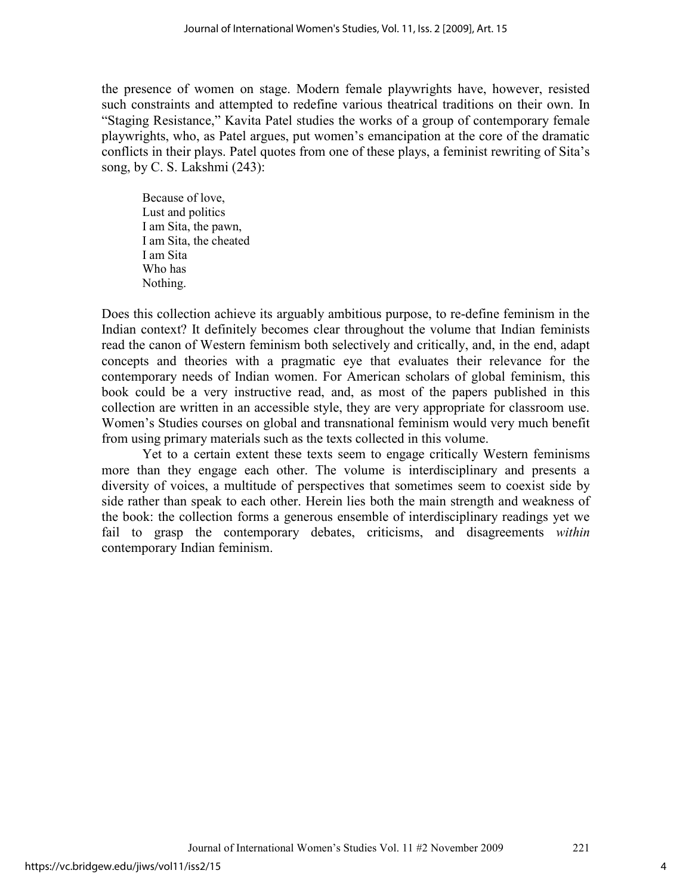the presence of women on stage. Modern female playwrights have, however, resisted such constraints and attempted to redefine various theatrical traditions on their own. In "Staging Resistance," Kavita Patel studies the works of a group of contemporary female playwrights, who, as Patel argues, put women's emancipation at the core of the dramatic conflicts in their plays. Patel quotes from one of these plays, a feminist rewriting of Sita's song, by C. S. Lakshmi (243):

> Because of love,  
> Lust and politics  
> I am Sita, the pawn,  
> I am Sita, the cheated  
> I am Sita  
> Who has  
> Nothing.

Does this collection achieve its arguably ambitious purpose, to re-define feminism in the Indian context? It definitely becomes clear throughout the volume that Indian feminists read the canon of Western feminism both selectively and critically, and, in the end, adapt concepts and theories with a pragmatic eye that evaluates their relevance for the contemporary needs of Indian women. For American scholars of global feminism, this book could be a very instructive read, and, as most of the papers published in this collection are written in an accessible style, they are very appropriate for classroom use. Women's Studies courses on global and transnational feminism would very much benefit from using primary materials such as the texts collected in this volume.

Yet to a certain extent these texts seem to engage critically Western feminisms more than they engage each other. The volume is interdisciplinary and presents a diversity of voices, a multitude of perspectives that sometimes seem to coexist side by side rather than speak to each other. Herein lies both the main strength and weakness of the book: the collection forms a generous ensemble of interdisciplinary readings yet we fail to grasp the contemporary debates, criticisms, and disagreements *within* contemporary Indian feminism.